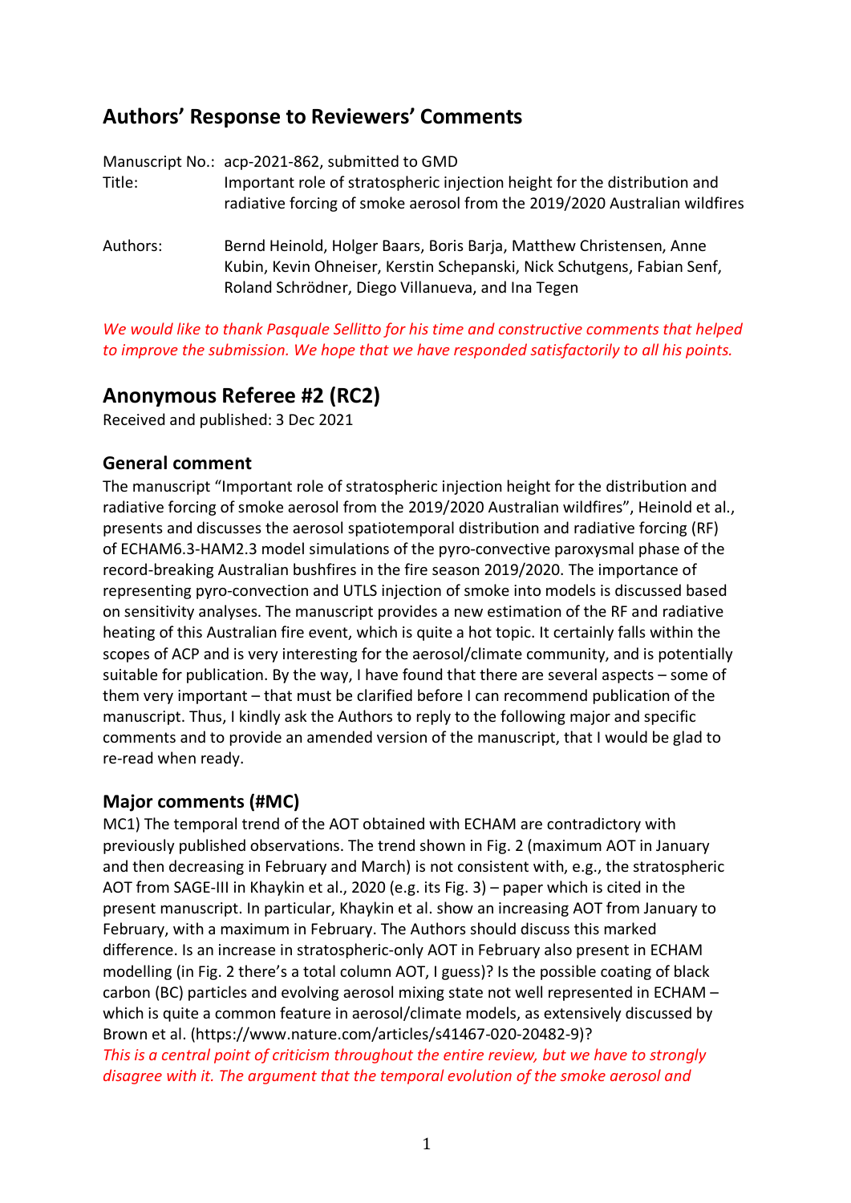## Authors' Response to Reviewers' Comments

Manuscript No.: acp-2021-862, submitted to GMD
Title: Important role of stratospheric injection height for the distribution and radiative forcing of smoke aerosol from the 2019/2020 Australian wildfires

Authors: Bernd Heinold, Holger Baars, Boris Barja, Matthew Christensen, Anne Kubin, Kevin Ohneiser, Kerstin Schepanski, Nick Schutgens, Fabian Senf, Roland Schrödner, Diego Villanueva, and Ina Tegen

*We would like to thank Pasquale Sellitto for his time and constructive comments that helped to improve the submission. We hope that we have responded satisfactorily to all his points.*

## Anonymous Referee #2 (RC2)

Received and published: 3 Dec 2021

### General comment

The manuscript "Important role of stratospheric injection height for the distribution and radiative forcing of smoke aerosol from the 2019/2020 Australian wildfires", Heinold et al., presents and discusses the aerosol spatiotemporal distribution and radiative forcing (RF) of ECHAM6.3-HAM2.3 model simulations of the pyro-convective paroxysmal phase of the record-breaking Australian bushfires in the fire season 2019/2020. The importance of representing pyro-convection and UTLS injection of smoke into models is discussed based on sensitivity analyses. The manuscript provides a new estimation of the RF and radiative heating of this Australian fire event, which is quite a hot topic. It certainly falls within the scopes of ACP and is very interesting for the aerosol/climate community, and is potentially suitable for publication. By the way, I have found that there are several aspects – some of them very important – that must be clarified before I can recommend publication of the manuscript. Thus, I kindly ask the Authors to reply to the following major and specific comments and to provide an amended version of the manuscript, that I would be glad to re-read when ready.

### Major comments (#MC)

MC1) The temporal trend of the AOT obtained with ECHAM are contradictory with previously published observations. The trend shown in Fig. 2 (maximum AOT in January and then decreasing in February and March) is not consistent with, e.g., the stratospheric AOT from SAGE-III in Khaykin et al., 2020 (e.g. its Fig. 3) – paper which is cited in the present manuscript. In particular, Khaykin et al. show an increasing AOT from January to February, with a maximum in February. The Authors should discuss this marked difference. Is an increase in stratospheric-only AOT in February also present in ECHAM modelling (in Fig. 2 there's a total column AOT, I guess)? Is the possible coating of black carbon (BC) particles and evolving aerosol mixing state not well represented in ECHAM – which is quite a common feature in aerosol/climate models, as extensively discussed by Brown et al. (https://www.nature.com/articles/s41467-020-20482-9)?

*This is a central point of criticism throughout the entire review, but we have to strongly disagree with it. The argument that the temporal evolution of the smoke aerosol and*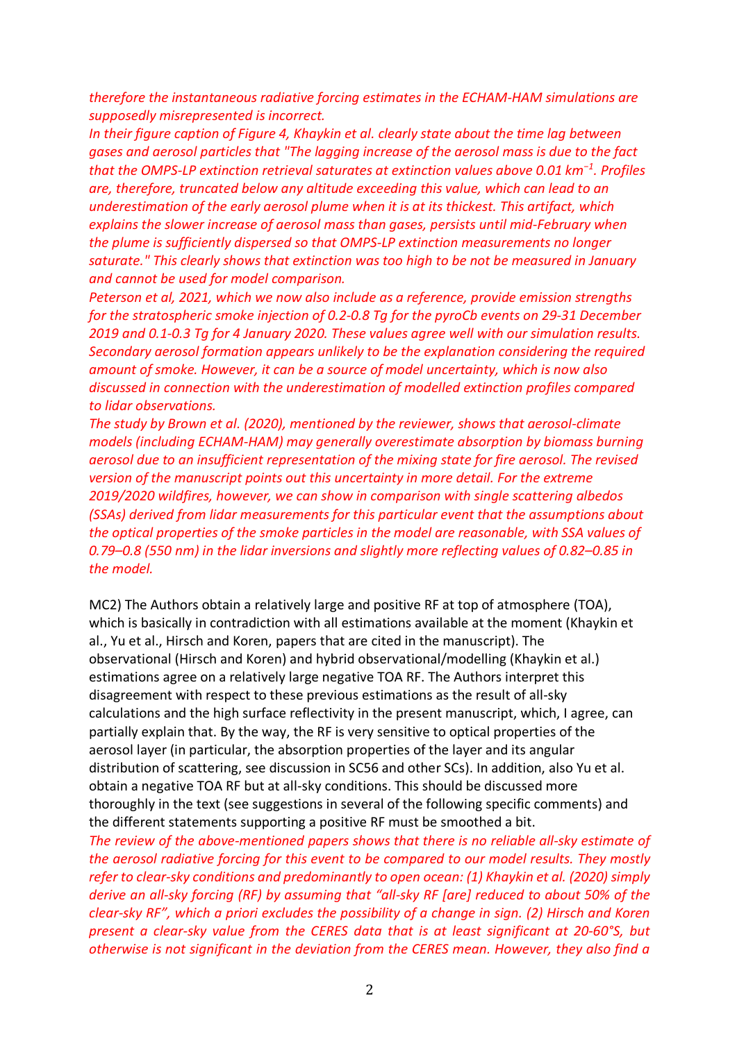*therefore the instantaneous radiative forcing estimates in the ECHAM-HAM simulations are supposedly misrepresented is incorrect.*

*In their figure caption of Figure 4, Khaykin et al. clearly state about the time lag between gases and aerosol particles that "The lagging increase of the aerosol mass is due to the fact that the OMPS-LP extinction retrieval saturates at extinction values above 0.01 km$^{-1}$. Profiles are, therefore, truncated below any altitude exceeding this value, which can lead to an underestimation of the early aerosol plume when it is at its thickest. This artifact, which explains the slower increase of aerosol mass than gases, persists until mid-February when the plume is sufficiently dispersed so that OMPS-LP extinction measurements no longer saturate." This clearly shows that extinction was too high to be not be measured in January and cannot be used for model comparison.*

*Peterson et al, 2021, which we now also include as a reference, provide emission strengths for the stratospheric smoke injection of 0.2-0.8 Tg for the pyroCb events on 29-31 December 2019 and 0.1-0.3 Tg for 4 January 2020. These values agree well with our simulation results. Secondary aerosol formation appears unlikely to be the explanation considering the required amount of smoke. However, it can be a source of model uncertainty, which is now also discussed in connection with the underestimation of modelled extinction profiles compared to lidar observations.*

*The study by Brown et al. (2020), mentioned by the reviewer, shows that aerosol-climate models (including ECHAM-HAM) may generally overestimate absorption by biomass burning aerosol due to an insufficient representation of the mixing state for fire aerosol. The revised version of the manuscript points out this uncertainty in more detail. For the extreme 2019/2020 wildfires, however, we can show in comparison with single scattering albedos (SSAs) derived from lidar measurements for this particular event that the assumptions about the optical properties of the smoke particles in the model are reasonable, with SSA values of 0.79–0.8 (550 nm) in the lidar inversions and slightly more reflecting values of 0.82–0.85 in the model.*

MC2) The Authors obtain a relatively large and positive RF at top of atmosphere (TOA), which is basically in contradiction with all estimations available at the moment (Khaykin et al., Yu et al., Hirsch and Koren, papers that are cited in the manuscript). The observational (Hirsch and Koren) and hybrid observational/modelling (Khaykin et al.) estimations agree on a relatively large negative TOA RF. The Authors interpret this disagreement with respect to these previous estimations as the result of all-sky calculations and the high surface reflectivity in the present manuscript, which, I agree, can partially explain that. By the way, the RF is very sensitive to optical properties of the aerosol layer (in particular, the absorption properties of the layer and its angular distribution of scattering, see discussion in SC56 and other SCs). In addition, also Yu et al. obtain a negative TOA RF but at all-sky conditions. This should be discussed more thoroughly in the text (see suggestions in several of the following specific comments) and the different statements supporting a positive RF must be smoothed a bit.

*The review of the above-mentioned papers shows that there is no reliable all-sky estimate of the aerosol radiative forcing for this event to be compared to our model results. They mostly refer to clear-sky conditions and predominantly to open ocean: (1) Khaykin et al. (2020) simply derive an all-sky forcing (RF) by assuming that "all-sky RF [are] reduced to about 50% of the clear-sky RF", which a priori excludes the possibility of a change in sign. (2) Hirsch and Koren present a clear-sky value from the CERES data that is at least significant at 20-60°S, but otherwise is not significant in the deviation from the CERES mean. However, they also find a*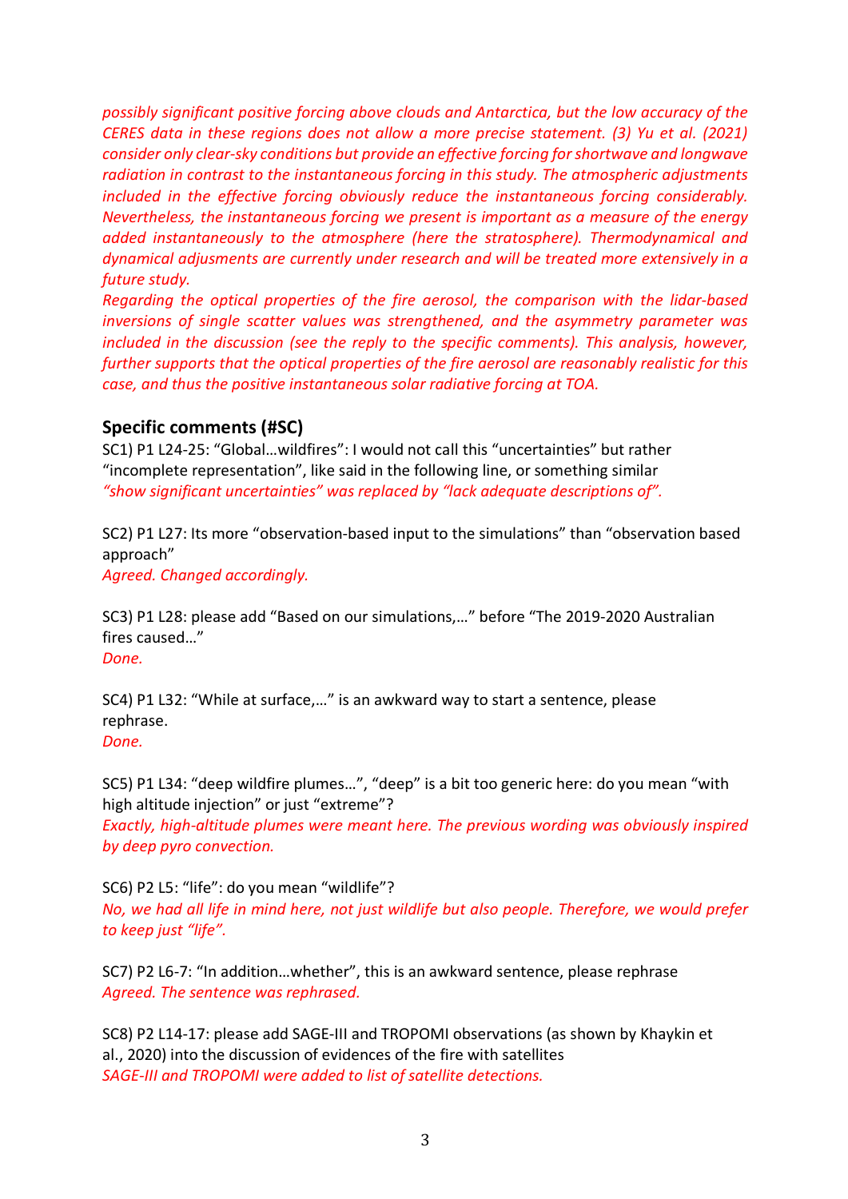*possibly significant positive forcing above clouds and Antarctica, but the low accuracy of the CERES data in these regions does not allow a more precise statement. (3) Yu et al. (2021) consider only clear-sky conditions but provide an effective forcing for shortwave and longwave radiation in contrast to the instantaneous forcing in this study. The atmospheric adjustments included in the effective forcing obviously reduce the instantaneous forcing considerably. Nevertheless, the instantaneous forcing we present is important as a measure of the energy added instantaneously to the atmosphere (here the stratosphere). Thermodynamical and dynamical adjusments are currently under research and will be treated more extensively in a future study.*

*Regarding the optical properties of the fire aerosol, the comparison with the lidar-based inversions of single scatter values was strengthened, and the asymmetry parameter was included in the discussion (see the reply to the specific comments). This analysis, however, further supports that the optical properties of the fire aerosol are reasonably realistic for this case, and thus the positive instantaneous solar radiative forcing at TOA.*

## Specific comments (#SC)

SC1) P1 L24-25: "Global…wildfires": I would not call this "uncertainties" but rather "incomplete representation", like said in the following line, or something similar
*"show significant uncertainties" was replaced by "lack adequate descriptions of".*

SC2) P1 L27: Its more "observation-based input to the simulations" than "observation based approach"
*Agreed. Changed accordingly.*

SC3) P1 L28: please add "Based on our simulations,…" before "The 2019-2020 Australian fires caused…"
*Done.*

SC4) P1 L32: "While at surface,…" is an awkward way to start a sentence, please rephrase.
*Done.*

SC5) P1 L34: "deep wildfire plumes…", "deep" is a bit too generic here: do you mean "with high altitude injection" or just "extreme"?
*Exactly, high-altitude plumes were meant here. The previous wording was obviously inspired by deep pyro convection.*

SC6) P2 L5: "life": do you mean "wildlife"?
*No, we had all life in mind here, not just wildlife but also people. Therefore, we would prefer to keep just "life".*

SC7) P2 L6-7: "In addition…whether", this is an awkward sentence, please rephrase
*Agreed. The sentence was rephrased.*

SC8) P2 L14-17: please add SAGE-III and TROPOMI observations (as shown by Khaykin et al., 2020) into the discussion of evidences of the fire with satellites
*SAGE-III and TROPOMI were added to list of satellite detections.*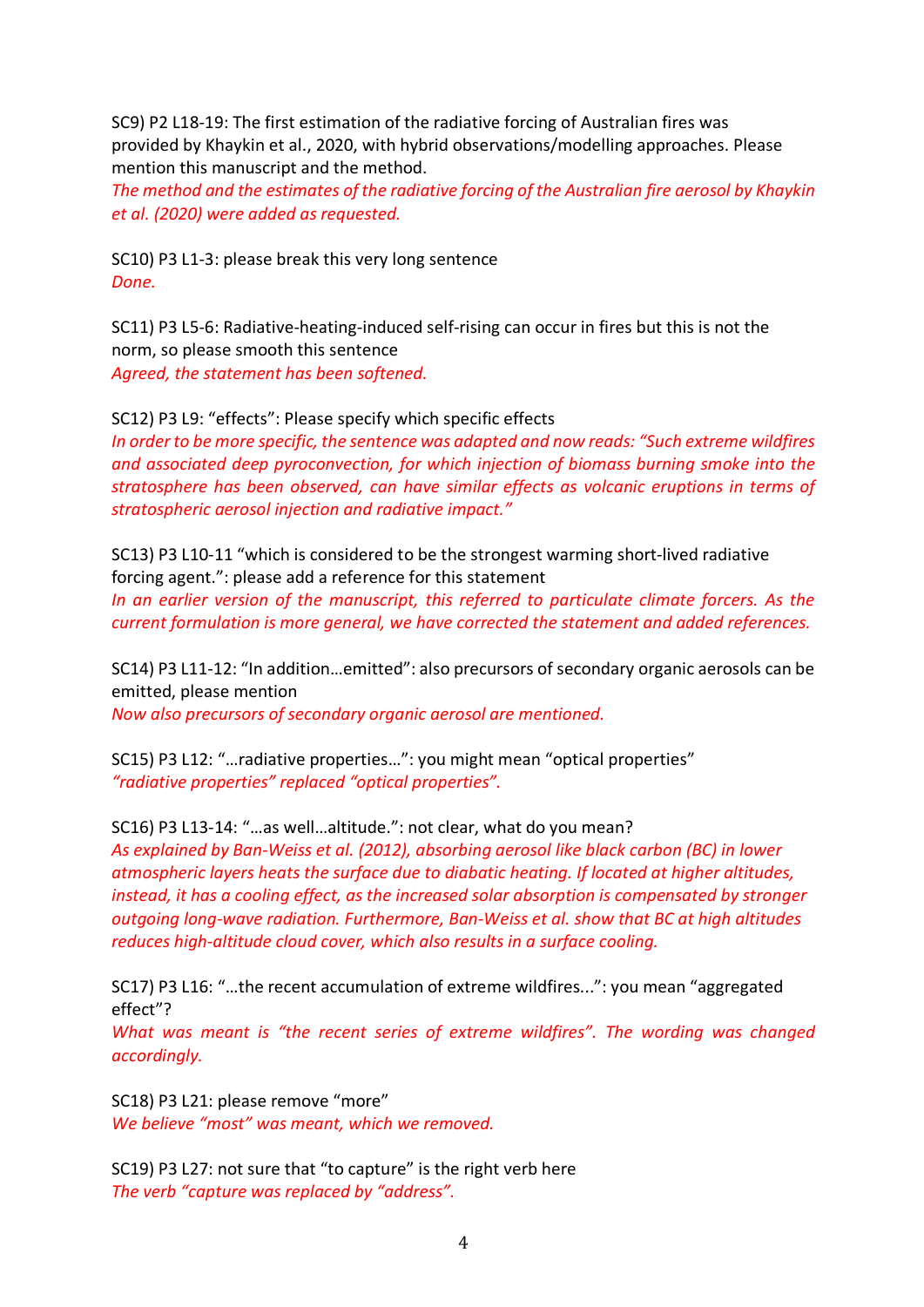SC9) P2 L18-19: The first estimation of the radiative forcing of Australian fires was provided by Khaykin et al., 2020, with hybrid observations/modelling approaches. Please mention this manuscript and the method.

*The method and the estimates of the radiative forcing of the Australian fire aerosol by Khaykin et al. (2020) were added as requested.*

SC10) P3 L1-3: please break this very long sentence

*Done.*

SC11) P3 L5-6: Radiative-heating-induced self-rising can occur in fires but this is not the norm, so please smooth this sentence

*Agreed, the statement has been softened.*

SC12) P3 L9: "effects": Please specify which specific effects

*In order to be more specific, the sentence was adapted and now reads: "Such extreme wildfires and associated deep pyroconvection, for which injection of biomass burning smoke into the stratosphere has been observed, can have similar effects as volcanic eruptions in terms of stratospheric aerosol injection and radiative impact."*

SC13) P3 L10-11 "which is considered to be the strongest warming short-lived radiative forcing agent.": please add a reference for this statement

*In an earlier version of the manuscript, this referred to particulate climate forcers. As the current formulation is more general, we have corrected the statement and added references.*

SC14) P3 L11-12: "In addition…emitted": also precursors of secondary organic aerosols can be emitted, please mention

*Now also precursors of secondary organic aerosol are mentioned.*

SC15) P3 L12: "…radiative properties…": you might mean "optical properties"

*"radiative properties" replaced "optical properties".*

SC16) P3 L13-14: "…as well…altitude.": not clear, what do you mean?

*As explained by Ban-Weiss et al. (2012), absorbing aerosol like black carbon (BC) in lower atmospheric layers heats the surface due to diabatic heating. If located at higher altitudes, instead, it has a cooling effect, as the increased solar absorption is compensated by stronger outgoing long-wave radiation. Furthermore, Ban-Weiss et al. show that BC at high altitudes reduces high-altitude cloud cover, which also results in a surface cooling.*

SC17) P3 L16: "…the recent accumulation of extreme wildfires...": you mean "aggregated effect"?

*What was meant is "the recent series of extreme wildfires". The wording was changed accordingly.*

SC18) P3 L21: please remove "more"

*We believe "most" was meant, which we removed.*

SC19) P3 L27: not sure that "to capture" is the right verb here

*The verb "capture was replaced by "address".*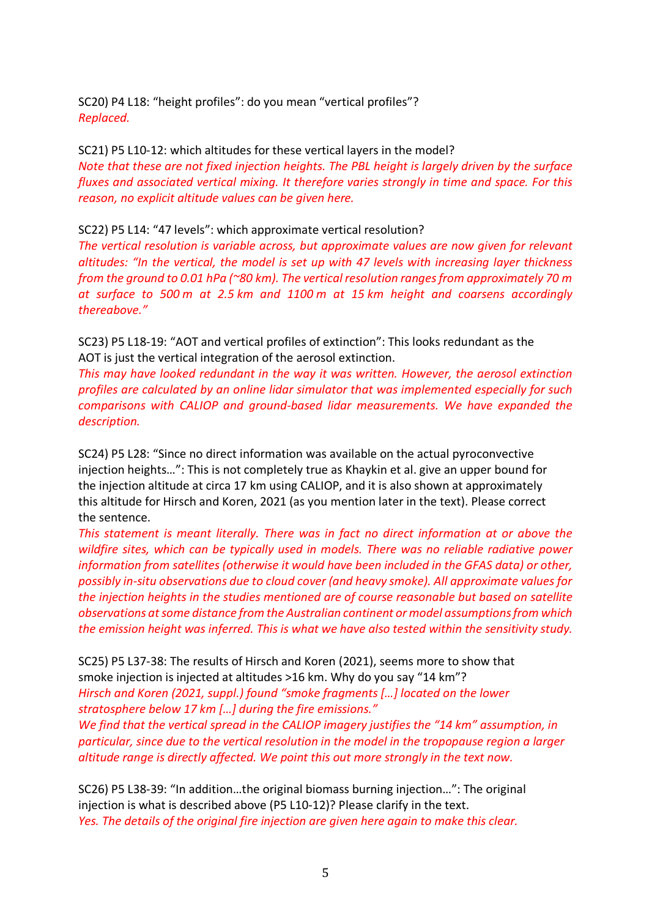SC20) P4 L18: “height profiles”: do you mean “vertical profiles”?
*Replaced.*

SC21) P5 L10-12: which altitudes for these vertical layers in the model?
*Note that these are not fixed injection heights. The PBL height is largely driven by the surface fluxes and associated vertical mixing. It therefore varies strongly in time and space. For this reason, no explicit altitude values can be given here.*

SC22) P5 L14: “47 levels”: which approximate vertical resolution?
*The vertical resolution is variable across, but approximate values are now given for relevant altitudes: “In the vertical, the model is set up with 47 levels with increasing layer thickness from the ground to 0.01 hPa (~80 km). The vertical resolution ranges from approximately 70 m at surface to 500 m at 2.5 km and 1100 m at 15 km height and coarsens accordingly thereabove.”*

SC23) P5 L18-19: “AOT and vertical profiles of extinction”: This looks redundant as the AOT is just the vertical integration of the aerosol extinction.
*This may have looked redundant in the way it was written. However, the aerosol extinction profiles are calculated by an online lidar simulator that was implemented especially for such comparisons with CALIOP and ground-based lidar measurements. We have expanded the description.*

SC24) P5 L28: “Since no direct information was available on the actual pyroconvective injection heights…”: This is not completely true as Khaykin et al. give an upper bound for the injection altitude at circa 17 km using CALIOP, and it is also shown at approximately this altitude for Hirsch and Koren, 2021 (as you mention later in the text). Please correct the sentence.
*This statement is meant literally. There was in fact no direct information at or above the wildfire sites, which can be typically used in models. There was no reliable radiative power information from satellites (otherwise it would have been included in the GFAS data) or other, possibly in-situ observations due to cloud cover (and heavy smoke). All approximate values for the injection heights in the studies mentioned are of course reasonable but based on satellite observations at some distance from the Australian continent or model assumptions from which the emission height was inferred. This is what we have also tested within the sensitivity study.*

SC25) P5 L37-38: The results of Hirsch and Koren (2021), seems more to show that smoke injection is injected at altitudes >16 km. Why do you say “14 km”?
*Hirsch and Koren (2021, suppl.) found “smoke fragments […] located on the lower stratosphere below 17 km […] during the fire emissions.”*
*We find that the vertical spread in the CALIOP imagery justifies the “14 km” assumption, in particular, since due to the vertical resolution in the model in the tropopause region a larger altitude range is directly affected. We point this out more strongly in the text now.*

SC26) P5 L38-39: “In addition…the original biomass burning injection…”: The original injection is what is described above (P5 L10-12)? Please clarify in the text.
*Yes. The details of the original fire injection are given here again to make this clear.*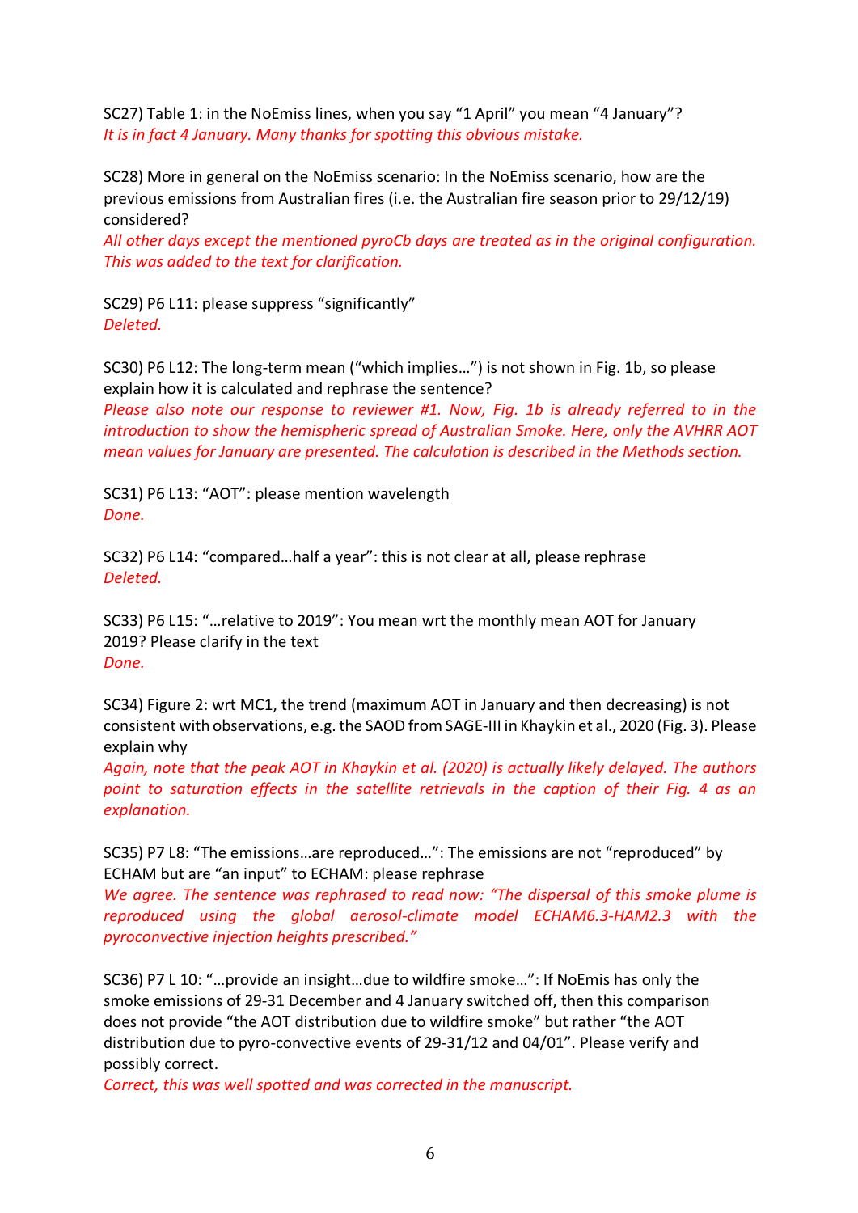SC27) Table 1: in the NoEmiss lines, when you say "1 April" you mean "4 January"?
*It is in fact 4 January. Many thanks for spotting this obvious mistake.*

SC28) More in general on the NoEmiss scenario: In the NoEmiss scenario, how are the previous emissions from Australian fires (i.e. the Australian fire season prior to 29/12/19) considered?
*All other days except the mentioned pyroCb days are treated as in the original configuration. This was added to the text for clarification.*

SC29) P6 L11: please suppress "significantly"
*Deleted.*

SC30) P6 L12: The long-term mean ("which implies…") is not shown in Fig. 1b, so please explain how it is calculated and rephrase the sentence?
*Please also note our response to reviewer #1. Now, Fig. 1b is already referred to in the introduction to show the hemispheric spread of Australian Smoke. Here, only the AVHRR AOT mean values for January are presented. The calculation is described in the Methods section.*

SC31) P6 L13: "AOT": please mention wavelength
*Done.*

SC32) P6 L14: "compared…half a year": this is not clear at all, please rephrase
*Deleted.*

SC33) P6 L15: "…relative to 2019": You mean wrt the monthly mean AOT for January 2019? Please clarify in the text
*Done.*

SC34) Figure 2: wrt MC1, the trend (maximum AOT in January and then decreasing) is not consistent with observations, e.g. the SAOD from SAGE-III in Khaykin et al., 2020 (Fig. 3). Please explain why
*Again, note that the peak AOT in Khaykin et al. (2020) is actually likely delayed. The authors point to saturation effects in the satellite retrievals in the caption of their Fig. 4 as an explanation.*

SC35) P7 L8: "The emissions…are reproduced…": The emissions are not "reproduced" by ECHAM but are "an input" to ECHAM: please rephrase
*We agree. The sentence was rephrased to read now: "The dispersal of this smoke plume is reproduced using the global aerosol-climate model ECHAM6.3-HAM2.3 with the pyroconvective injection heights prescribed."*

SC36) P7 L 10: "…provide an insight…due to wildfire smoke…": If NoEmis has only the smoke emissions of 29-31 December and 4 January switched off, then this comparison does not provide "the AOT distribution due to wildfire smoke" but rather "the AOT distribution due to pyro-convective events of 29-31/12 and 04/01". Please verify and possibly correct.
*Correct, this was well spotted and was corrected in the manuscript.*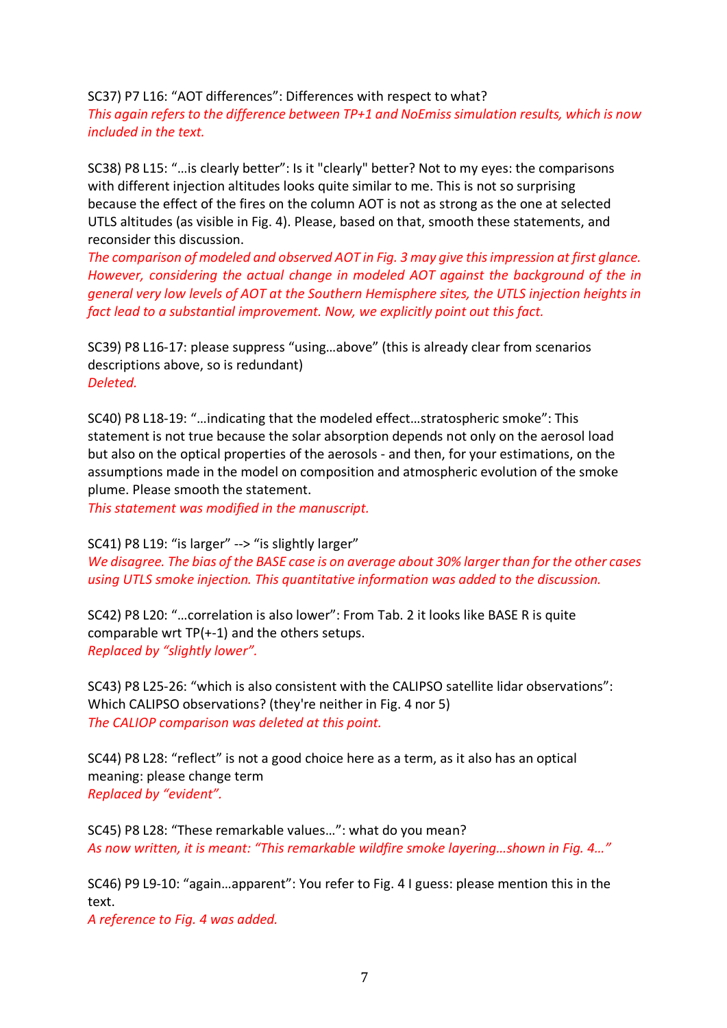SC37) P7 L16: “AOT differences”: Differences with respect to what?
*This again refers to the difference between TP+1 and NoEmiss simulation results, which is now included in the text.*

SC38) P8 L15: “…is clearly better”: Is it "clearly" better? Not to my eyes: the comparisons with different injection altitudes looks quite similar to me. This is not so surprising because the effect of the fires on the column AOT is not as strong as the one at selected UTLS altitudes (as visible in Fig. 4). Please, based on that, smooth these statements, and reconsider this discussion.
*The comparison of modeled and observed AOT in Fig. 3 may give this impression at first glance. However, considering the actual change in modeled AOT against the background of the in general very low levels of AOT at the Southern Hemisphere sites, the UTLS injection heights in fact lead to a substantial improvement. Now, we explicitly point out this fact.*

SC39) P8 L16-17: please suppress “using…above” (this is already clear from scenarios descriptions above, so is redundant)
*Deleted.*

SC40) P8 L18-19: “…indicating that the modeled effect…stratospheric smoke”: This statement is not true because the solar absorption depends not only on the aerosol load but also on the optical properties of the aerosols - and then, for your estimations, on the assumptions made in the model on composition and atmospheric evolution of the smoke plume. Please smooth the statement.
*This statement was modified in the manuscript.*

SC41) P8 L19: “is larger” --> “is slightly larger”
*We disagree. The bias of the BASE case is on average about 30% larger than for the other cases using UTLS smoke injection. This quantitative information was added to the discussion.*

SC42) P8 L20: “…correlation is also lower”: From Tab. 2 it looks like BASE R is quite comparable wrt TP(+-1) and the others setups.
*Replaced by “slightly lower”.*

SC43) P8 L25-26: “which is also consistent with the CALIPSO satellite lidar observations”: Which CALIPSO observations? (they're neither in Fig. 4 nor 5)
*The CALIOP comparison was deleted at this point.*

SC44) P8 L28: “reflect” is not a good choice here as a term, as it also has an optical meaning: please change term
*Replaced by “evident”.*

SC45) P8 L28: “These remarkable values…”: what do you mean?
*As now written, it is meant: “This remarkable wildfire smoke layering…shown in Fig. 4…”*

SC46) P9 L9-10: “again…apparent”: You refer to Fig. 4 I guess: please mention this in the text.
*A reference to Fig. 4 was added.*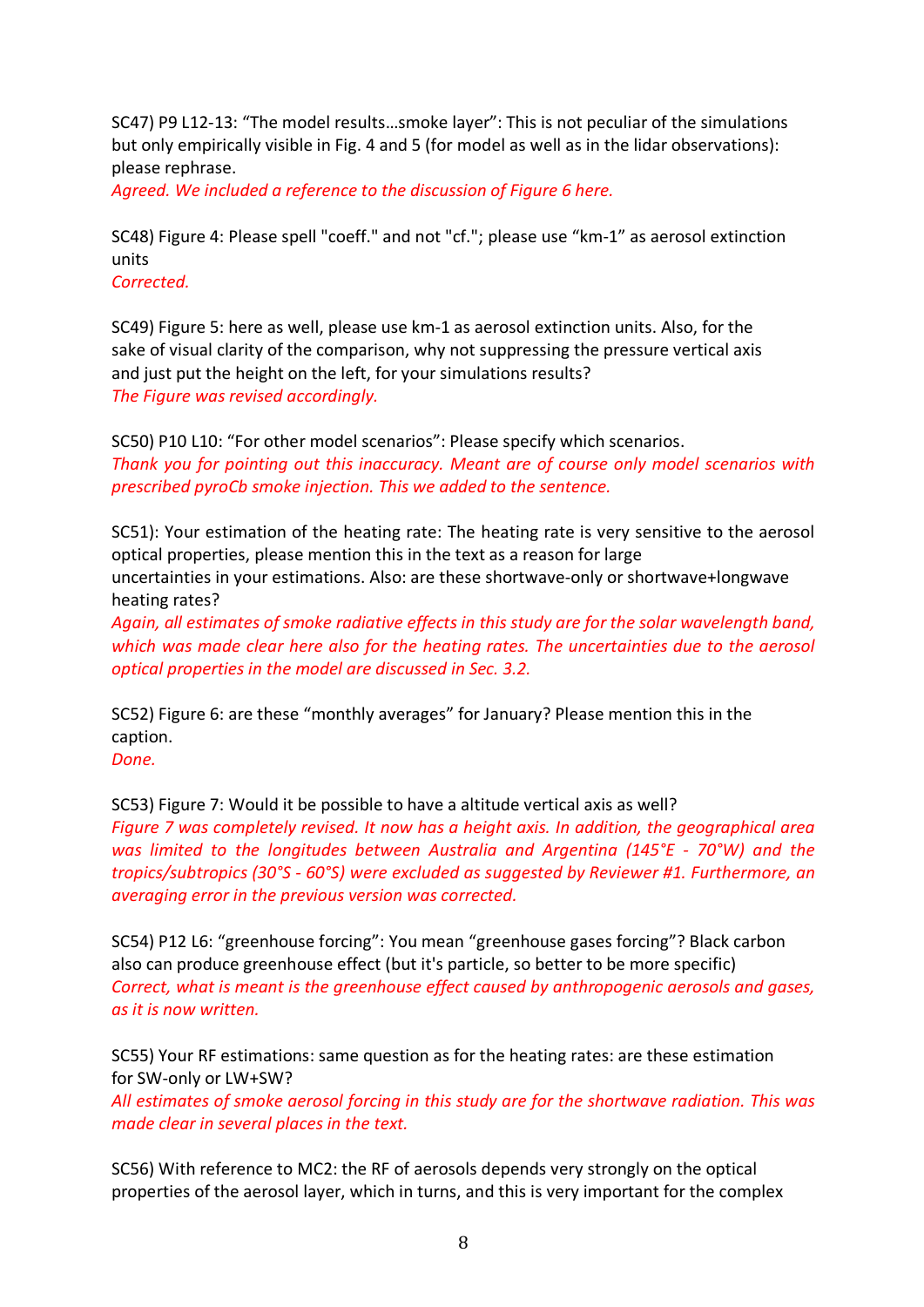SC47) P9 L12-13: “The model results…smoke layer”: This is not peculiar of the simulations but only empirically visible in Fig. 4 and 5 (for model as well as in the lidar observations): please rephrase.

*Agreed. We included a reference to the discussion of Figure 6 here.*

SC48) Figure 4: Please spell "coeff." and not "cf."; please use “km-1” as aerosol extinction units

*Corrected.*

SC49) Figure 5: here as well, please use km-1 as aerosol extinction units. Also, for the sake of visual clarity of the comparison, why not suppressing the pressure vertical axis and just put the height on the left, for your simulations results?

*The Figure was revised accordingly.*

SC50) P10 L10: “For other model scenarios”: Please specify which scenarios.

*Thank you for pointing out this inaccuracy. Meant are of course only model scenarios with prescribed pyroCb smoke injection. This we added to the sentence.*

SC51): Your estimation of the heating rate: The heating rate is very sensitive to the aerosol optical properties, please mention this in the text as a reason for large uncertainties in your estimations. Also: are these shortwave-only or shortwave+longwave heating rates?

*Again, all estimates of smoke radiative effects in this study are for the solar wavelength band, which was made clear here also for the heating rates. The uncertainties due to the aerosol optical properties in the model are discussed in Sec. 3.2.*

SC52) Figure 6: are these “monthly averages” for January? Please mention this in the caption.

*Done.*

SC53) Figure 7: Would it be possible to have a altitude vertical axis as well?

*Figure 7 was completely revised. It now has a height axis. In addition, the geographical area was limited to the longitudes between Australia and Argentina (145°E - 70°W) and the tropics/subtropics (30°S - 60°S) were excluded as suggested by Reviewer #1. Furthermore, an averaging error in the previous version was corrected.*

SC54) P12 L6: “greenhouse forcing”: You mean “greenhouse gases forcing”? Black carbon also can produce greenhouse effect (but it's particle, so better to be more specific)

*Correct, what is meant is the greenhouse effect caused by anthropogenic aerosols and gases, as it is now written.*

SC55) Your RF estimations: same question as for the heating rates: are these estimation for SW-only or LW+SW?

*All estimates of smoke aerosol forcing in this study are for the shortwave radiation. This was made clear in several places in the text.*

SC56) With reference to MC2: the RF of aerosols depends very strongly on the optical properties of the aerosol layer, which in turns, and this is very important for the complex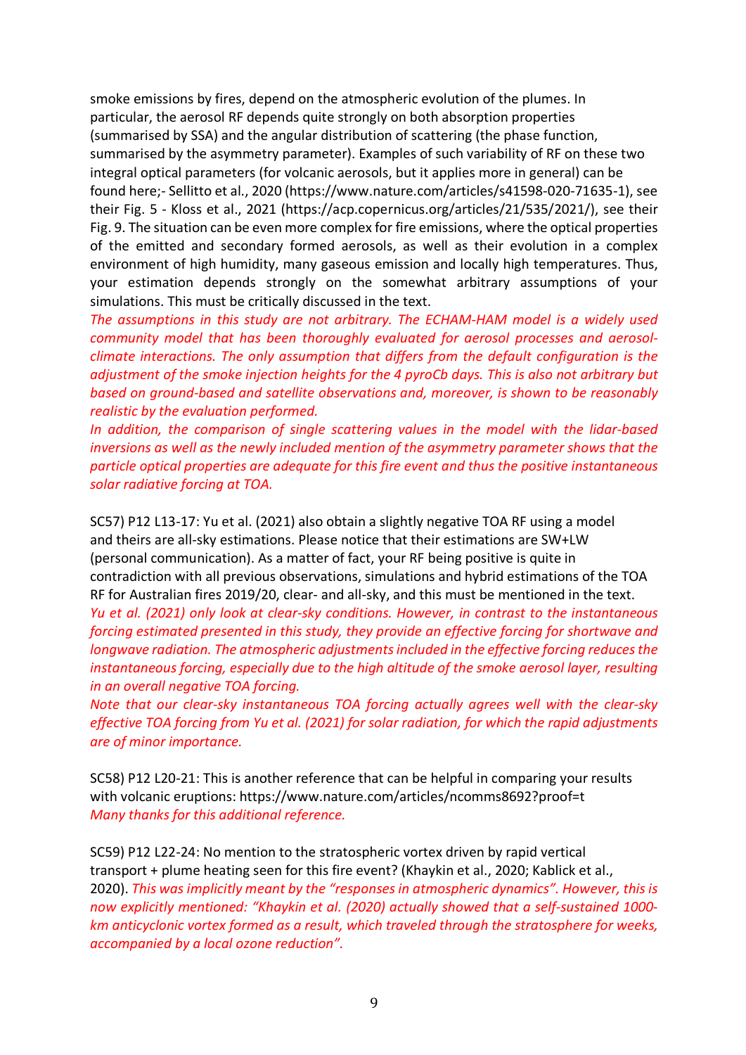smoke emissions by fires, depend on the atmospheric evolution of the plumes. In particular, the aerosol RF depends quite strongly on both absorption properties (summarised by SSA) and the angular distribution of scattering (the phase function, summarised by the asymmetry parameter). Examples of such variability of RF on these two integral optical parameters (for volcanic aerosols, but it applies more in general) can be found here;- Sellitto et al., 2020 (https://www.nature.com/articles/s41598-020-71635-1), see their Fig. 5 - Kloss et al., 2021 (https://acp.copernicus.org/articles/21/535/2021/), see their Fig. 9. The situation can be even more complex for fire emissions, where the optical properties of the emitted and secondary formed aerosols, as well as their evolution in a complex environment of high humidity, many gaseous emission and locally high temperatures. Thus, your estimation depends strongly on the somewhat arbitrary assumptions of your simulations. This must be critically discussed in the text.

*The assumptions in this study are not arbitrary. The ECHAM-HAM model is a widely used community model that has been thoroughly evaluated for aerosol processes and aerosol-climate interactions. The only assumption that differs from the default configuration is the adjustment of the smoke injection heights for the 4 pyroCb days. This is also not arbitrary but based on ground-based and satellite observations and, moreover, is shown to be reasonably realistic by the evaluation performed.*

*In addition, the comparison of single scattering values in the model with the lidar-based inversions as well as the newly included mention of the asymmetry parameter shows that the particle optical properties are adequate for this fire event and thus the positive instantaneous solar radiative forcing at TOA.*

SC57) P12 L13-17: Yu et al. (2021) also obtain a slightly negative TOA RF using a model and theirs are all-sky estimations. Please notice that their estimations are SW+LW (personal communication). As a matter of fact, your RF being positive is quite in contradiction with all previous observations, simulations and hybrid estimations of the TOA RF for Australian fires 2019/20, clear- and all-sky, and this must be mentioned in the text.

*Yu et al. (2021) only look at clear-sky conditions. However, in contrast to the instantaneous forcing estimated presented in this study, they provide an effective forcing for shortwave and longwave radiation. The atmospheric adjustments included in the effective forcing reduces the instantaneous forcing, especially due to the high altitude of the smoke aerosol layer, resulting in an overall negative TOA forcing.*

*Note that our clear-sky instantaneous TOA forcing actually agrees well with the clear-sky effective TOA forcing from Yu et al. (2021) for solar radiation, for which the rapid adjustments are of minor importance.*

SC58) P12 L20-21: This is another reference that can be helpful in comparing your results with volcanic eruptions: https://www.nature.com/articles/ncomms8692?proof=t
*Many thanks for this additional reference.*

SC59) P12 L22-24: No mention to the stratospheric vortex driven by rapid vertical transport + plume heating seen for this fire event? (Khaykin et al., 2020; Kablick et al., 2020). *This was implicitly meant by the "responses in atmospheric dynamics". However, this is now explicitly mentioned: "Khaykin et al. (2020) actually showed that a self-sustained 1000-km anticyclonic vortex formed as a result, which traveled through the stratosphere for weeks, accompanied by a local ozone reduction".*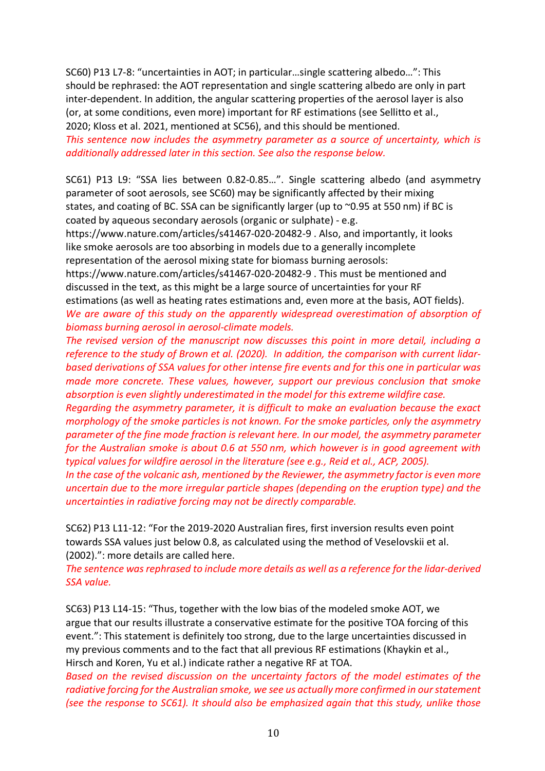SC60) P13 L7-8: “uncertainties in AOT; in particular…single scattering albedo…”: This should be rephrased: the AOT representation and single scattering albedo are only in part inter-dependent. In addition, the angular scattering properties of the aerosol layer is also (or, at some conditions, even more) important for RF estimations (see Sellitto et al., 2020; Kloss et al. 2021, mentioned at SC56), and this should be mentioned.

*This sentence now includes the asymmetry parameter as a source of uncertainty, which is additionally addressed later in this section. See also the response below.*

SC61) P13 L9: “SSA lies between 0.82-0.85…”. Single scattering albedo (and asymmetry parameter of soot aerosols, see SC60) may be significantly affected by their mixing states, and coating of BC. SSA can be significantly larger (up to ~0.95 at 550 nm) if BC is coated by aqueous secondary aerosols (organic or sulphate) - e.g. https://www.nature.com/articles/s41467-020-20482-9 . Also, and importantly, it looks like smoke aerosols are too absorbing in models due to a generally incomplete representation of the aerosol mixing state for biomass burning aerosols: https://www.nature.com/articles/s41467-020-20482-9 . This must be mentioned and discussed in the text, as this might be a large source of uncertainties for your RF estimations (as well as heating rates estimations and, even more at the basis, AOT fields).

*We are aware of this study on the apparently widespread overestimation of absorption of biomass burning aerosol in aerosol-climate models.*

*The revised version of the manuscript now discusses this point in more detail, including a reference to the study of Brown et al. (2020). In addition, the comparison with current lidar-based derivations of SSA values for other intense fire events and for this one in particular was made more concrete. These values, however, support our previous conclusion that smoke absorption is even slightly underestimated in the model for this extreme wildfire case.*

*Regarding the asymmetry parameter, it is difficult to make an evaluation because the exact morphology of the smoke particles is not known. For the smoke particles, only the asymmetry parameter of the fine mode fraction is relevant here. In our model, the asymmetry parameter for the Australian smoke is about 0.6 at 550 nm, which however is in good agreement with typical values for wildfire aerosol in the literature (see e.g., Reid et al., ACP, 2005).*

*In the case of the volcanic ash, mentioned by the Reviewer, the asymmetry factor is even more uncertain due to the more irregular particle shapes (depending on the eruption type) and the uncertainties in radiative forcing may not be directly comparable.*

SC62) P13 L11-12: “For the 2019-2020 Australian fires, first inversion results even point towards SSA values just below 0.8, as calculated using the method of Veselovskii et al. (2002).”: more details are called here.

*The sentence was rephrased to include more details as well as a reference for the lidar-derived SSA value.*

SC63) P13 L14-15: “Thus, together with the low bias of the modeled smoke AOT, we argue that our results illustrate a conservative estimate for the positive TOA forcing of this event.”: This statement is definitely too strong, due to the large uncertainties discussed in my previous comments and to the fact that all previous RF estimations (Khaykin et al., Hirsch and Koren, Yu et al.) indicate rather a negative RF at TOA.

*Based on the revised discussion on the uncertainty factors of the model estimates of the radiative forcing for the Australian smoke, we see us actually more confirmed in our statement (see the response to SC61). It should also be emphasized again that this study, unlike those*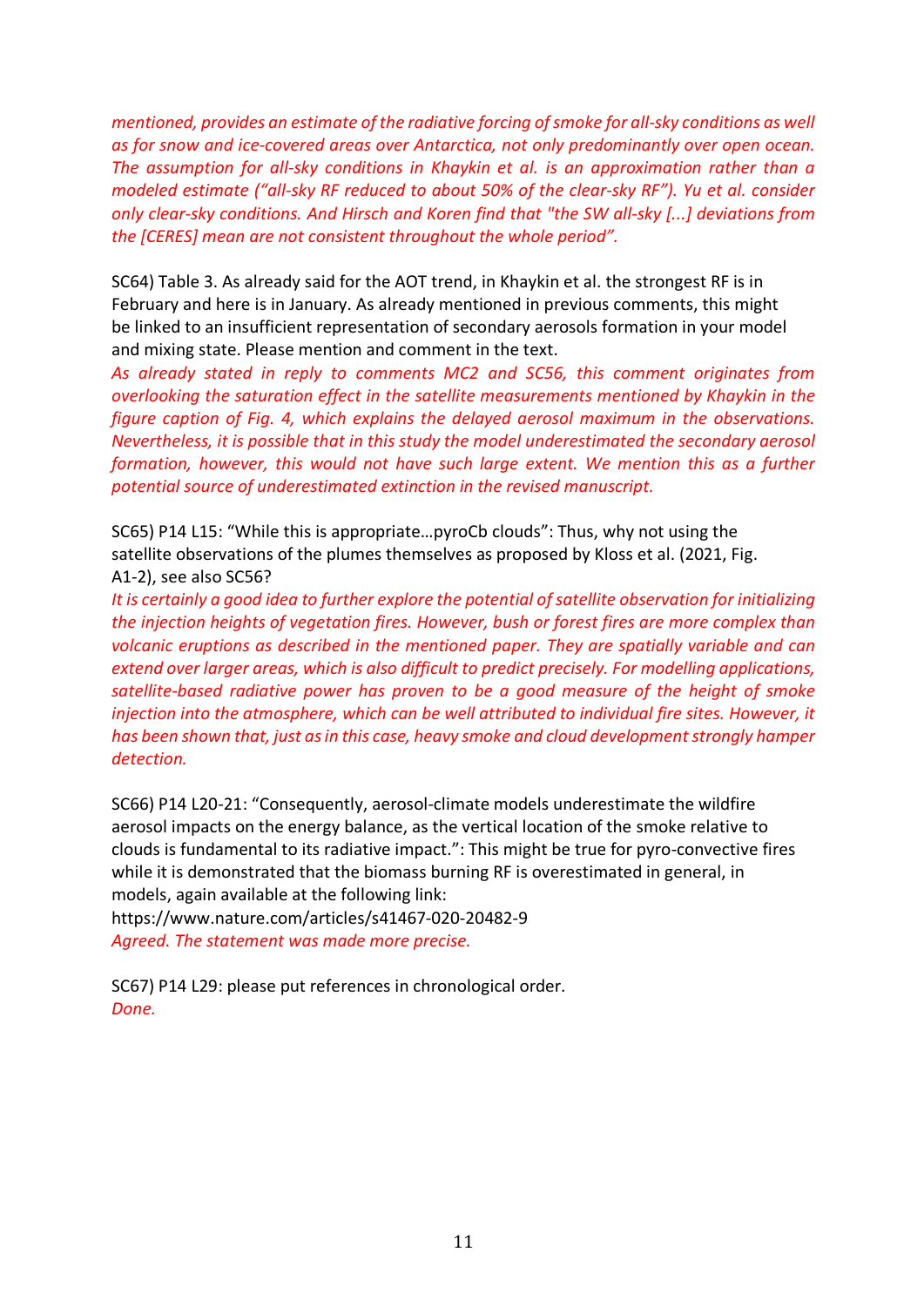*mentioned, provides an estimate of the radiative forcing of smoke for all-sky conditions as well as for snow and ice-covered areas over Antarctica, not only predominantly over open ocean. The assumption for all-sky conditions in Khaykin et al. is an approximation rather than a modeled estimate ("all-sky RF reduced to about 50% of the clear-sky RF"). Yu et al. consider only clear-sky conditions. And Hirsch and Koren find that "the SW all-sky [...] deviations from the [CERES] mean are not consistent throughout the whole period".*

SC64) Table 3. As already said for the AOT trend, in Khaykin et al. the strongest RF is in February and here is in January. As already mentioned in previous comments, this might be linked to an insufficient representation of secondary aerosols formation in your model and mixing state. Please mention and comment in the text.

*As already stated in reply to comments MC2 and SC56, this comment originates from overlooking the saturation effect in the satellite measurements mentioned by Khaykin in the figure caption of Fig. 4, which explains the delayed aerosol maximum in the observations. Nevertheless, it is possible that in this study the model underestimated the secondary aerosol formation, however, this would not have such large extent. We mention this as a further potential source of underestimated extinction in the revised manuscript.*

SC65) P14 L15: "While this is appropriate…pyroCb clouds": Thus, why not using the satellite observations of the plumes themselves as proposed by Kloss et al. (2021, Fig. A1-2), see also SC56?

*It is certainly a good idea to further explore the potential of satellite observation for initializing the injection heights of vegetation fires. However, bush or forest fires are more complex than volcanic eruptions as described in the mentioned paper. They are spatially variable and can extend over larger areas, which is also difficult to predict precisely. For modelling applications, satellite-based radiative power has proven to be a good measure of the height of smoke injection into the atmosphere, which can be well attributed to individual fire sites. However, it has been shown that, just as in this case, heavy smoke and cloud development strongly hamper detection.*

SC66) P14 L20-21: "Consequently, aerosol-climate models underestimate the wildfire aerosol impacts on the energy balance, as the vertical location of the smoke relative to clouds is fundamental to its radiative impact.": This might be true for pyro-convective fires while it is demonstrated that the biomass burning RF is overestimated in general, in models, again available at the following link:
https://www.nature.com/articles/s41467-020-20482-9

*Agreed. The statement was made more precise.*

SC67) P14 L29: please put references in chronological order.

*Done.*